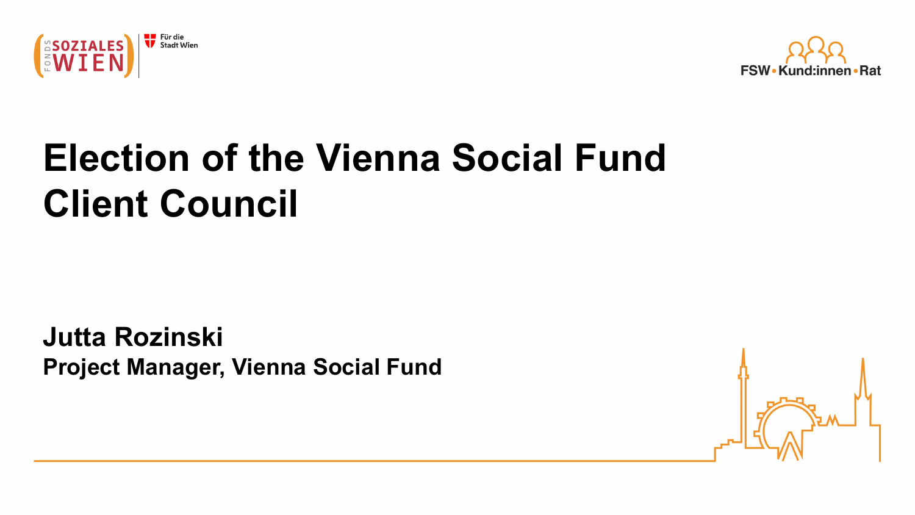FONDS SOZIALES WIEN | Für die Stadt Wien

FSW • Kund:innen • Rat

# Election of the Vienna Social Fund Client Council

**Jutta Rozinski**
**Project Manager, Vienna Social Fund**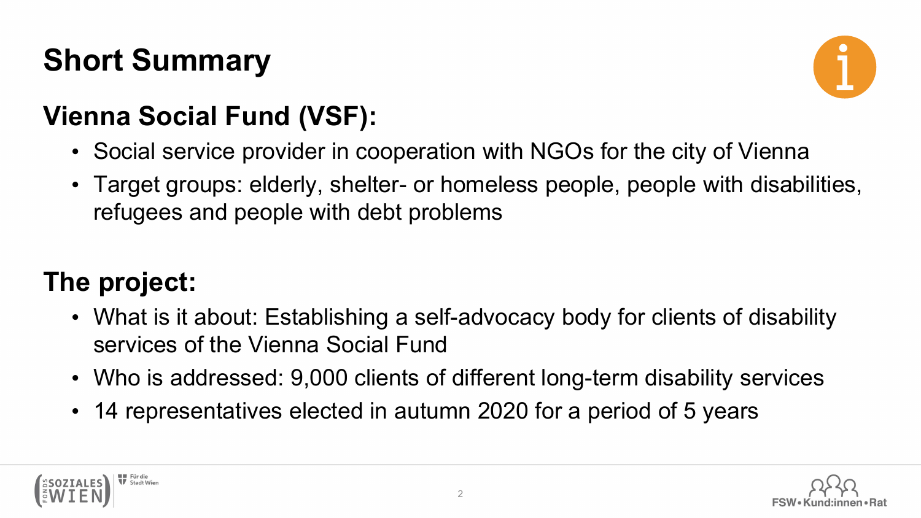# Short Summary

## Vienna Social Fund (VSF):

- Social service provider in cooperation with NGOs for the city of Vienna
- Target groups: elderly, shelter- or homeless people, people with disabilities, refugees and people with debt problems

## The project:

- What is it about: Establishing a self-advocacy body for clients of disability services of the Vienna Social Fund
- Who is addressed: 9,000 clients of different long-term disability services
- 14 representatives elected in autumn 2020 for a period of 5 years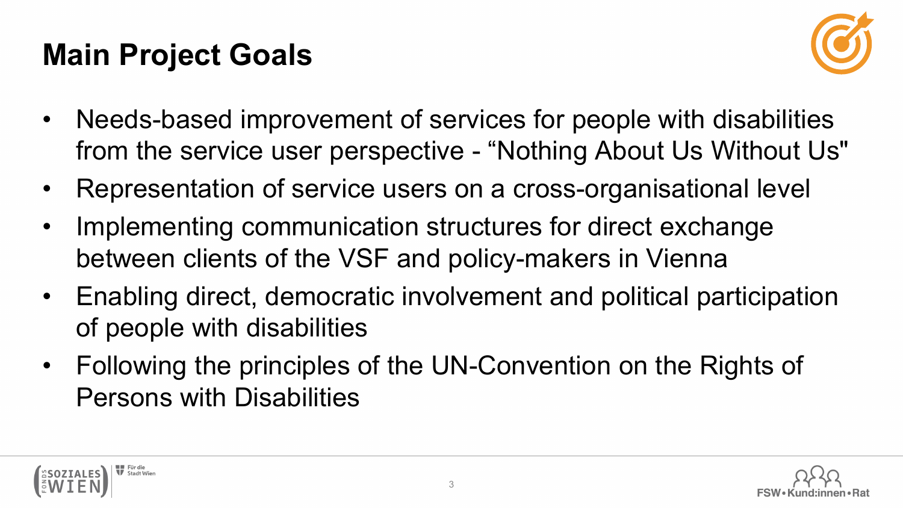# Main Project Goals

- Needs-based improvement of services for people with disabilities from the service user perspective - “Nothing About Us Without Us"
- Representation of service users on a cross-organisational level
- Implementing communication structures for direct exchange between clients of the VSF and policy-makers in Vienna
- Enabling direct, democratic involvement and political participation of people with disabilities
- Following the principles of the UN-Convention on the Rights of Persons with Disabilities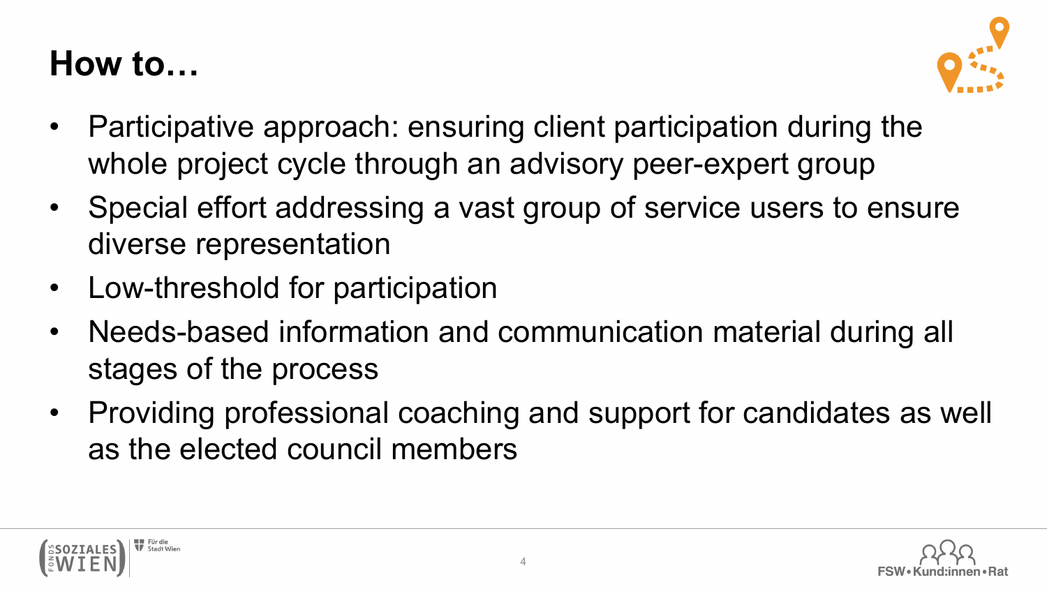# How to…

- Participative approach: ensuring client participation during the whole project cycle through an advisory peer-expert group
- Special effort addressing a vast group of service users to ensure diverse representation
- Low-threshold for participation
- Needs-based information and communication material during all stages of the process
- Providing professional coaching and support for candidates as well as the elected council members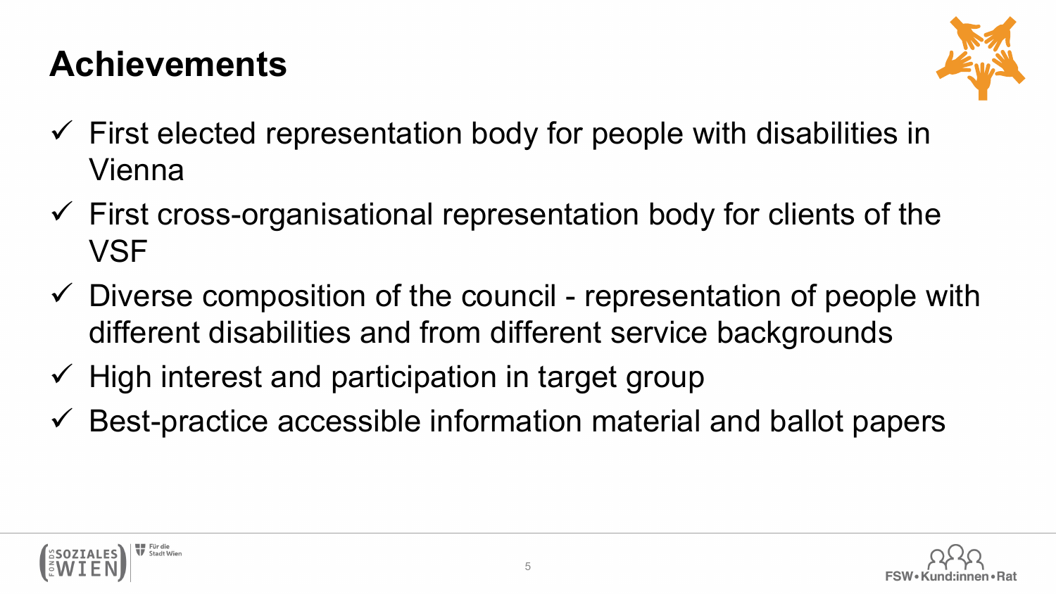# Achievements

- ✓ First elected representation body for people with disabilities in Vienna
- ✓ First cross-organisational representation body for clients of the VSF
- ✓ Diverse composition of the council - representation of people with different disabilities and from different service backgrounds
- ✓ High interest and participation in target group
- ✓ Best-practice accessible information material and ballot papers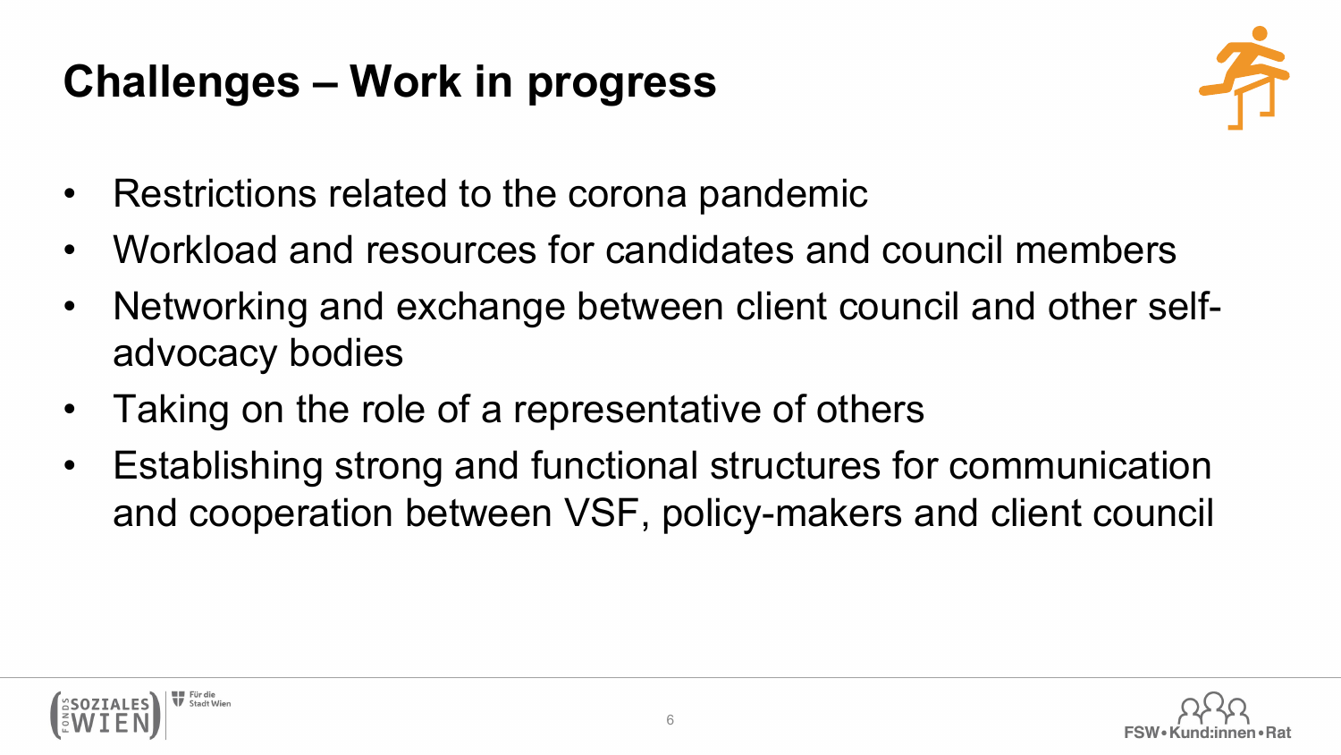# Challenges – Work in progress

- Restrictions related to the corona pandemic
- Workload and resources for candidates and council members
- Networking and exchange between client council and other self-advocacy bodies
- Taking on the role of a representative of others
- Establishing strong and functional structures for communication and cooperation between VSF, policy-makers and client council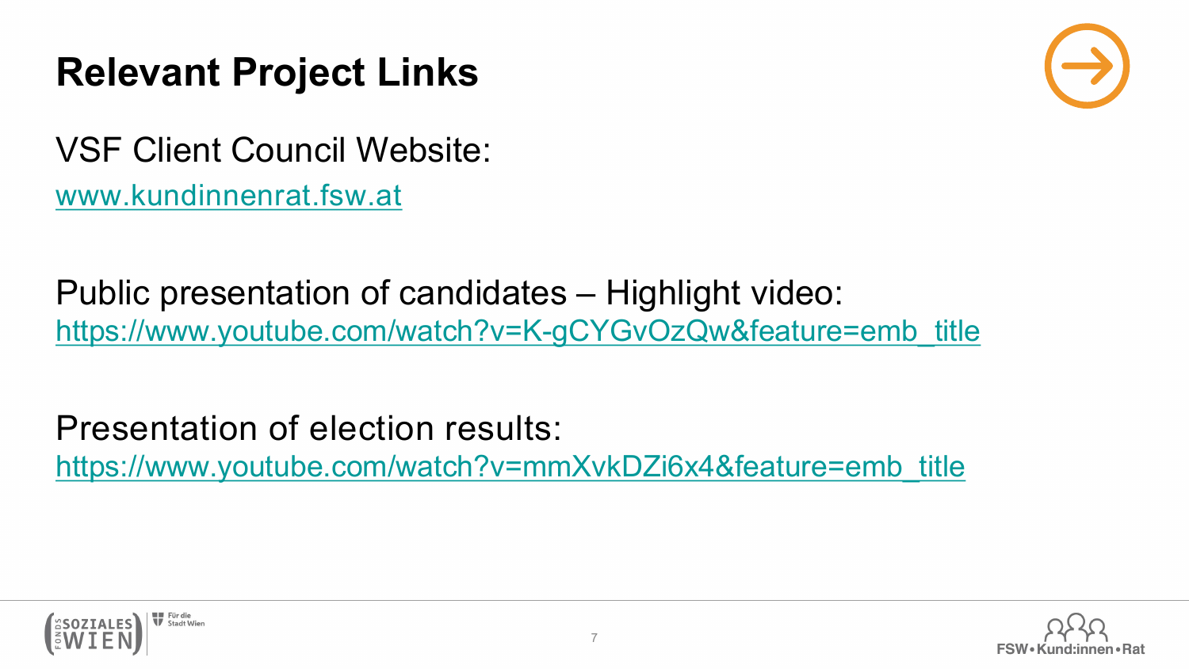# Relevant Project Links

VSF Client Council Website:

www.kundinnenrat.fsw.at

Public presentation of candidates – Highlight video:

https://www.youtube.com/watch?v=K-gCYGvOzQw&feature=emb_title

Presentation of election results:

https://www.youtube.com/watch?v=mmXvkDZi6x4&feature=emb_title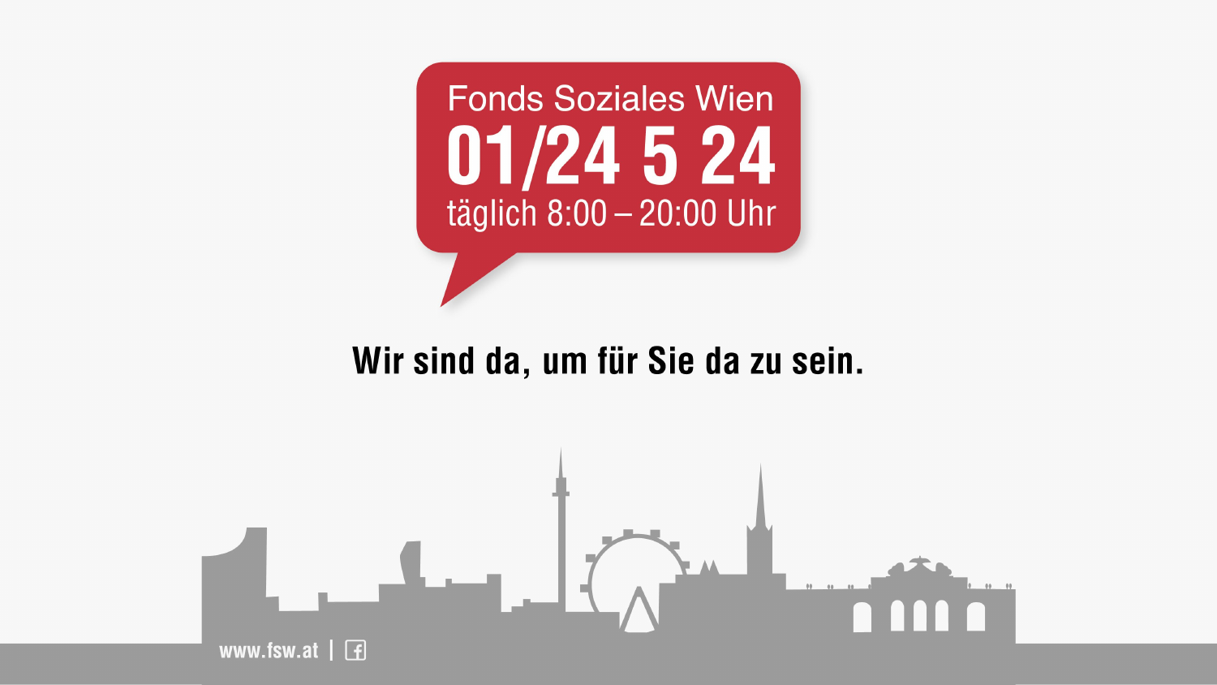Fonds Soziales Wien

**01/24 5 24**

täglich 8:00 – 20:00 Uhr

**Wir sind da, um für Sie da zu sein.**

www.fsw.at